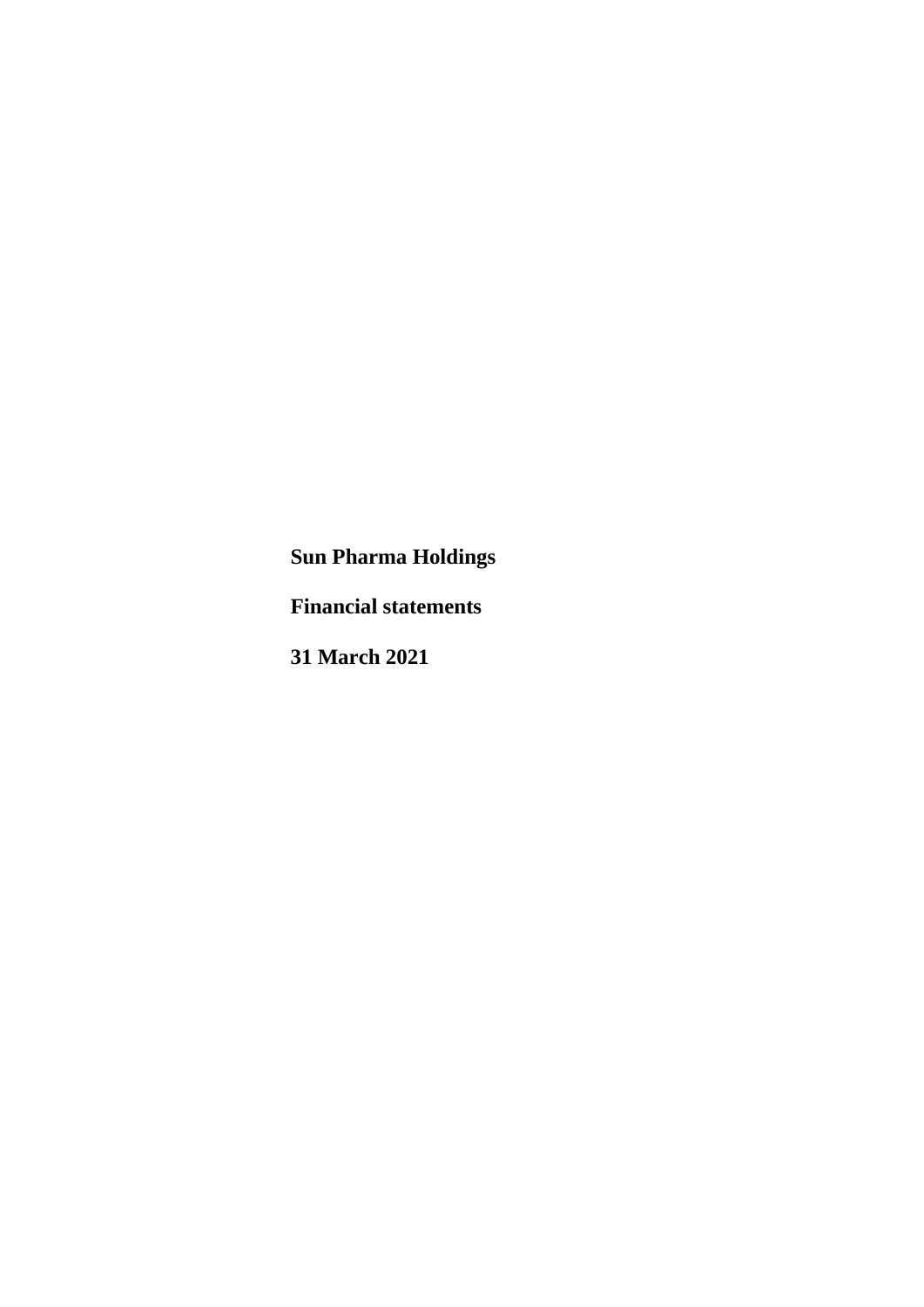**Sun Pharma Holdings**

**Financial statements**

**31 March 2021**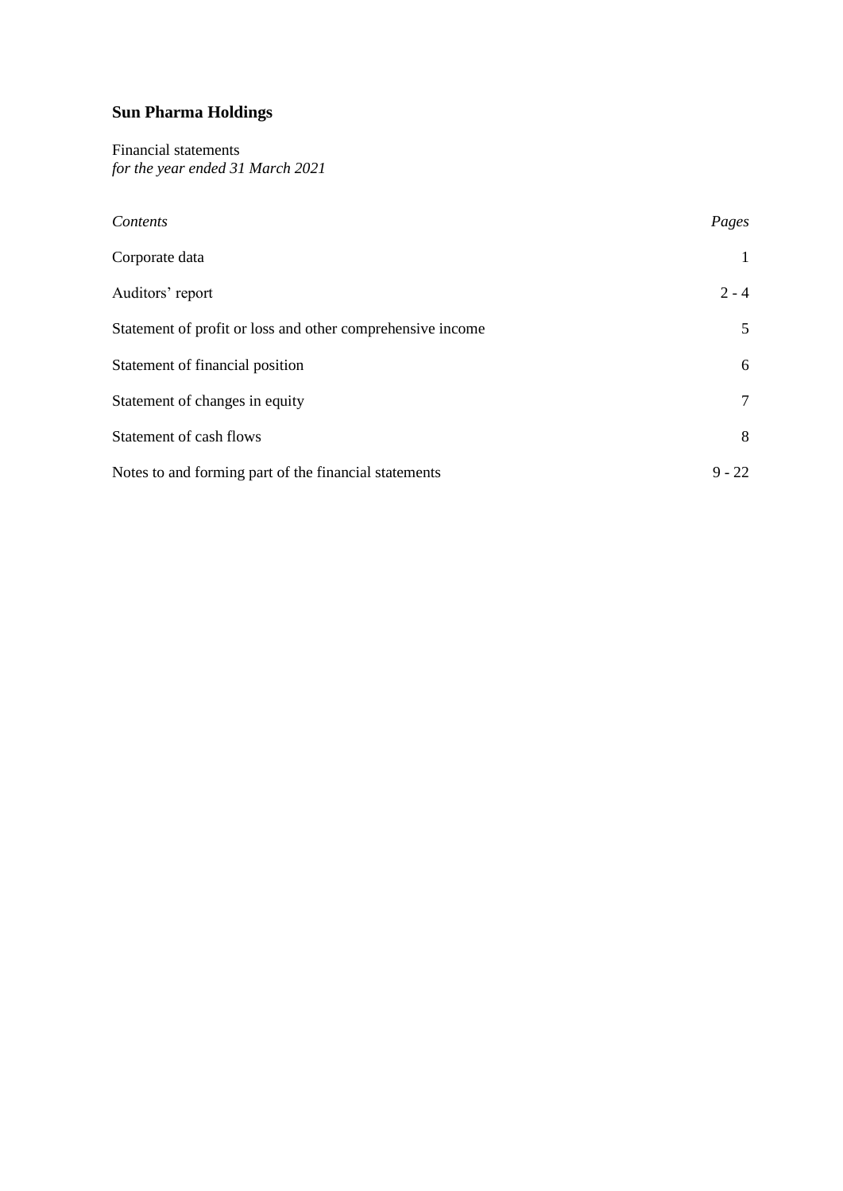# Sun Pharma Holdings

Financial statements
*for the year ended 31 March 2021*

| *Contents* | *Pages* |
|---|---|
| Corporate data | 1 |
| Auditors' report | 2 - 4 |
| Statement of profit or loss and other comprehensive income | 5 |
| Statement of financial position | 6 |
| Statement of changes in equity | 7 |
| Statement of cash flows | 8 |
| Notes to and forming part of the financial statements | 9 - 22 |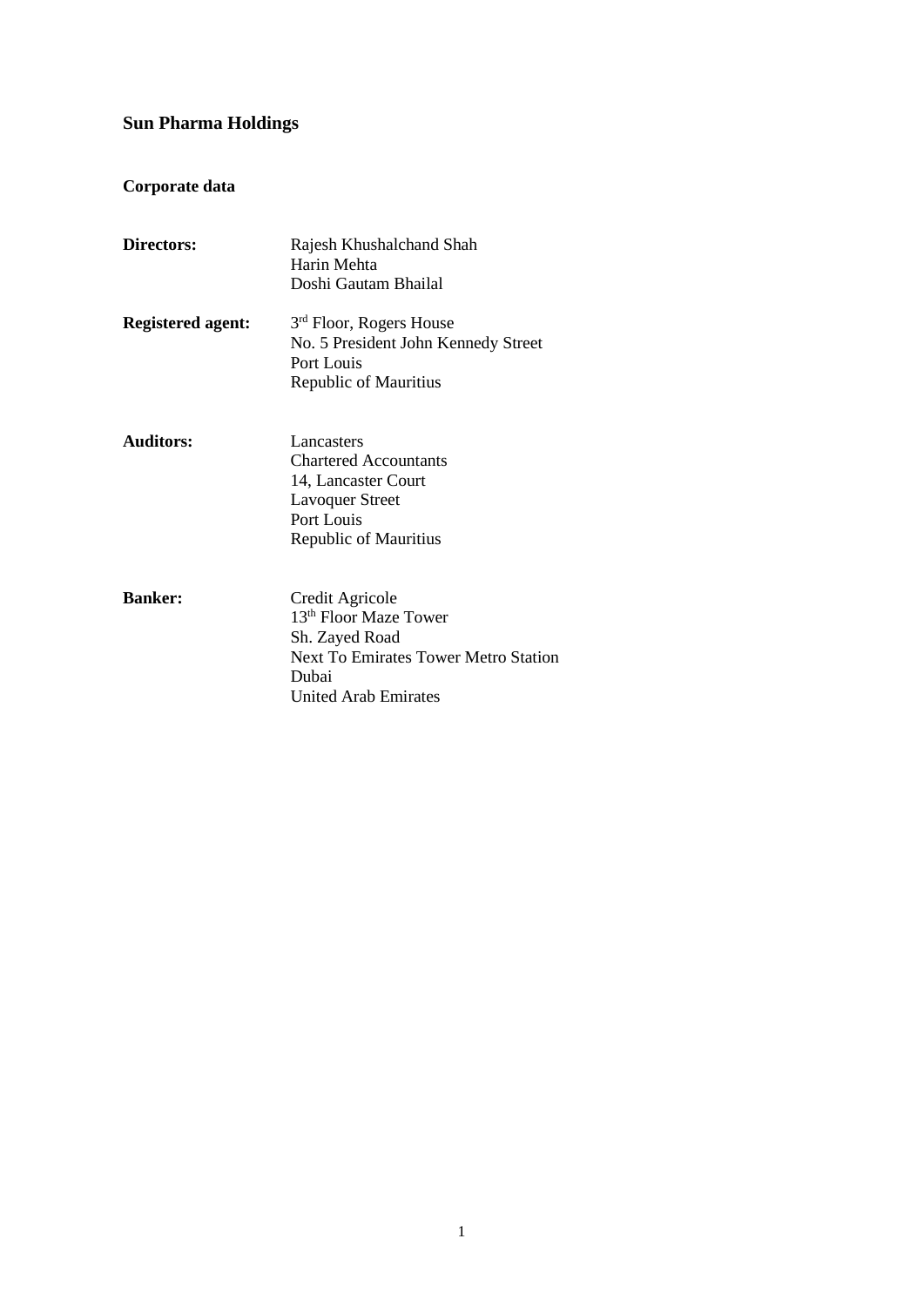# Sun Pharma Holdings

## Corporate data

**Directors:**
Rajesh Khushalchand Shah
Harin Mehta
Doshi Gautam Bhailal

**Registered agent:**
3rd Floor, Rogers House
No. 5 President John Kennedy Street
Port Louis
Republic of Mauritius

**Auditors:**
Lancasters
Chartered Accountants
14, Lancaster Court
Lavoquer Street
Port Louis
Republic of Mauritius

**Banker:**
Credit Agricole
13th Floor Maze Tower
Sh. Zayed Road
Next To Emirates Tower Metro Station
Dubai
United Arab Emirates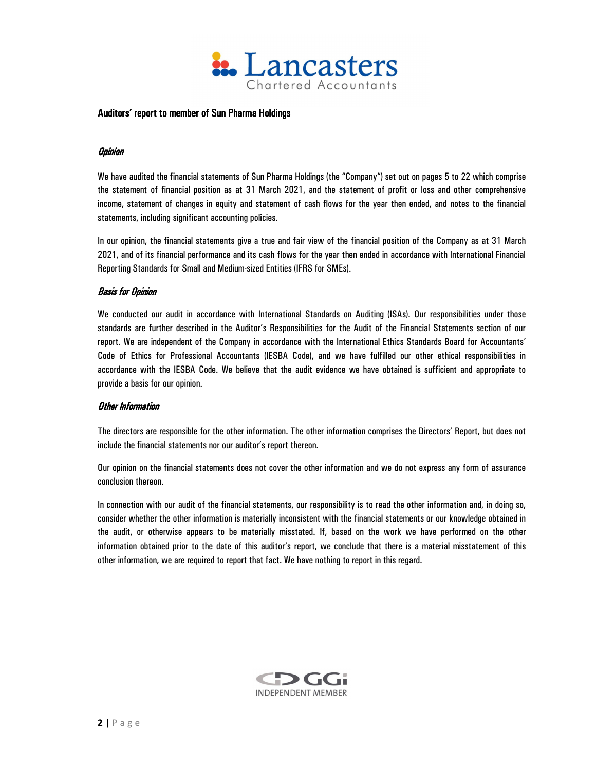## Auditors' report to member of Sun Pharma Holdings

### *Opinion*

We have audited the financial statements of Sun Pharma Holdings (the "Company") set out on pages 5 to 22 which comprise the statement of financial position as at 31 March 2021, and the statement of profit or loss and other comprehensive income, statement of changes in equity and statement of cash flows for the year then ended, and notes to the financial statements, including significant accounting policies.

In our opinion, the financial statements give a true and fair view of the financial position of the Company as at 31 March 2021, and of its financial performance and its cash flows for the year then ended in accordance with International Financial Reporting Standards for Small and Medium-sized Entities (IFRS for SMEs).

### *Basis for Opinion*

We conducted our audit in accordance with International Standards on Auditing (ISAs). Our responsibilities under those standards are further described in the Auditor's Responsibilities for the Audit of the Financial Statements section of our report. We are independent of the Company in accordance with the International Ethics Standards Board for Accountants' Code of Ethics for Professional Accountants (IESBA Code), and we have fulfilled our other ethical responsibilities in accordance with the IESBA Code. We believe that the audit evidence we have obtained is sufficient and appropriate to provide a basis for our opinion.

### *Other Information*

The directors are responsible for the other information. The other information comprises the Directors' Report, but does not include the financial statements nor our auditor's report thereon.

Our opinion on the financial statements does not cover the other information and we do not express any form of assurance conclusion thereon.

In connection with our audit of the financial statements, our responsibility is to read the other information and, in doing so, consider whether the other information is materially inconsistent with the financial statements or our knowledge obtained in the audit, or otherwise appears to be materially misstated. If, based on the work we have performed on the other information obtained prior to the date of this auditor's report, we conclude that there is a material misstatement of this other information, we are required to report that fact. We have nothing to report in this regard.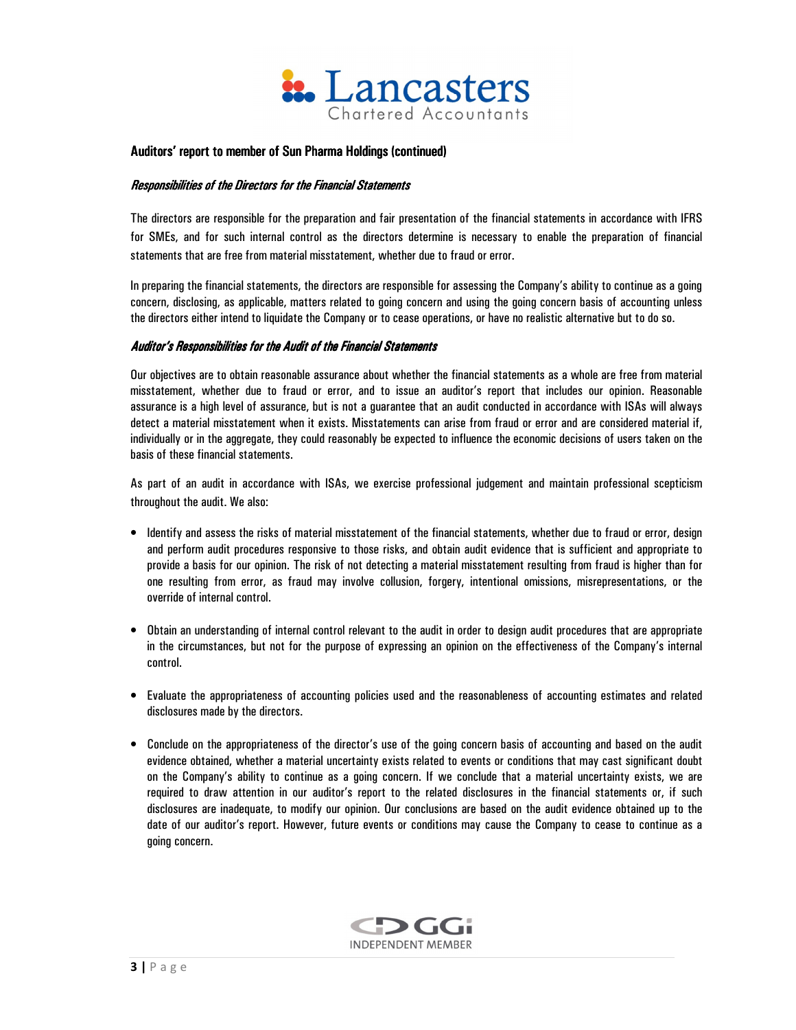## Auditors' report to member of Sun Pharma Holdings (continued)

### *Responsibilities of the Directors for the Financial Statements*

The directors are responsible for the preparation and fair presentation of the financial statements in accordance with IFRS for SMEs, and for such internal control as the directors determine is necessary to enable the preparation of financial statements that are free from material misstatement, whether due to fraud or error.

In preparing the financial statements, the directors are responsible for assessing the Company's ability to continue as a going concern, disclosing, as applicable, matters related to going concern and using the going concern basis of accounting unless the directors either intend to liquidate the Company or to cease operations, or have no realistic alternative but to do so.

### *Auditor's Responsibilities for the Audit of the Financial Statements*

Our objectives are to obtain reasonable assurance about whether the financial statements as a whole are free from material misstatement, whether due to fraud or error, and to issue an auditor's report that includes our opinion. Reasonable assurance is a high level of assurance, but is not a guarantee that an audit conducted in accordance with ISAs will always detect a material misstatement when it exists. Misstatements can arise from fraud or error and are considered material if, individually or in the aggregate, they could reasonably be expected to influence the economic decisions of users taken on the basis of these financial statements.

As part of an audit in accordance with ISAs, we exercise professional judgement and maintain professional scepticism throughout the audit. We also:

- Identify and assess the risks of material misstatement of the financial statements, whether due to fraud or error, design and perform audit procedures responsive to those risks, and obtain audit evidence that is sufficient and appropriate to provide a basis for our opinion. The risk of not detecting a material misstatement resulting from fraud is higher than for one resulting from error, as fraud may involve collusion, forgery, intentional omissions, misrepresentations, or the override of internal control.

- Obtain an understanding of internal control relevant to the audit in order to design audit procedures that are appropriate in the circumstances, but not for the purpose of expressing an opinion on the effectiveness of the Company's internal control.

- Evaluate the appropriateness of accounting policies used and the reasonableness of accounting estimates and related disclosures made by the directors.

- Conclude on the appropriateness of the director's use of the going concern basis of accounting and based on the audit evidence obtained, whether a material uncertainty exists related to events or conditions that may cast significant doubt on the Company's ability to continue as a going concern. If we conclude that a material uncertainty exists, we are required to draw attention in our auditor's report to the related disclosures in the financial statements or, if such disclosures are inadequate, to modify our opinion. Our conclusions are based on the audit evidence obtained up to the date of our auditor's report. However, future events or conditions may cause the Company to cease to continue as a going concern.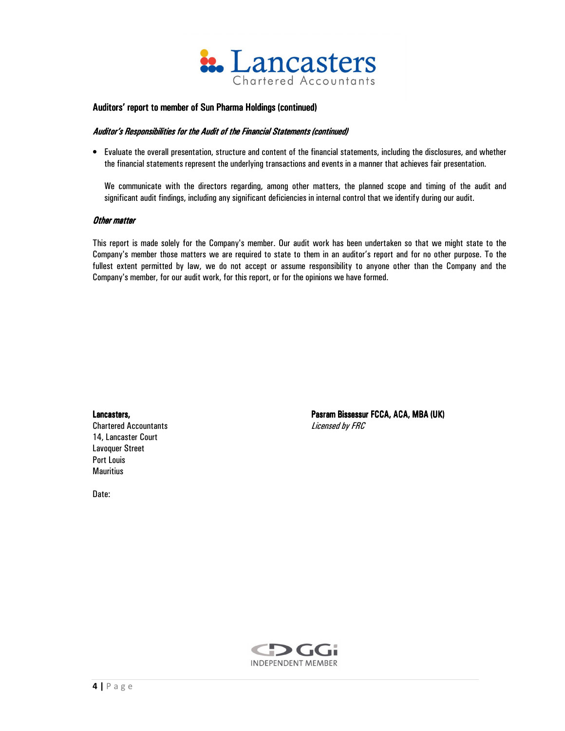## Auditors' report to member of Sun Pharma Holdings (continued)

### *Auditor's Responsibilities for the Audit of the Financial Statements (continued)*

- Evaluate the overall presentation, structure and content of the financial statements, including the disclosures, and whether the financial statements represent the underlying transactions and events in a manner that achieves fair presentation.

  We communicate with the directors regarding, among other matters, the planned scope and timing of the audit and significant audit findings, including any significant deficiencies in internal control that we identify during our audit.

### *Other matter*

This report is made solely for the Company's member. Our audit work has been undertaken so that we might state to the Company's member those matters we are required to state to them in an auditor's report and for no other purpose. To the fullest extent permitted by law, we do not accept or assume responsibility to anyone other than the Company and the Company's member, for our audit work, for this report, or for the opinions we have formed.

**Lancasters,**
Chartered Accountants
14, Lancaster Court
Lavoquer Street
Port Louis
Mauritius

**Pasram Bissessur FCCA, ACA, MBA (UK)**
*Licensed by FRC*

Date: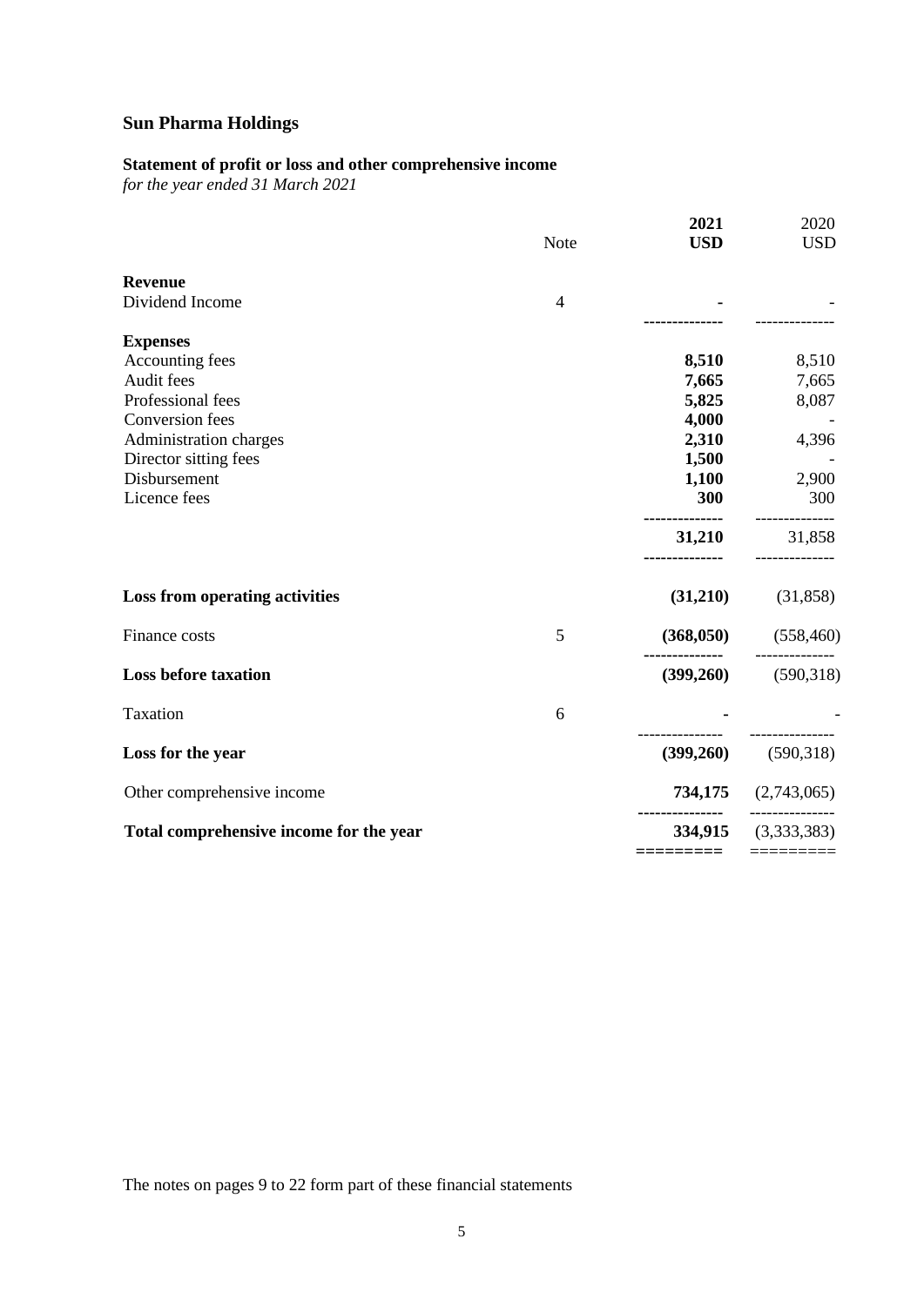## Sun Pharma Holdings

### Statement of profit or loss and other comprehensive income

*for the year ended 31 March 2021*

| | Note | **2021 USD** | 2020 USD |
|---|---|---|---|
| **Revenue** | | | |
| Dividend Income | 4 | **-** | - |
| **Expenses** | | | |
| Accounting fees | | **8,510** | 8,510 |
| Audit fees | | **7,665** | 7,665 |
| Professional fees | | **5,825** | 8,087 |
| Conversion fees | | **4,000** | - |
| Administration charges | | **2,310** | 4,396 |
| Director sitting fees | | **1,500** | - |
| Disbursement | | **1,100** | 2,900 |
| Licence fees | | **300** | 300 |
| | | **31,210** | 31,858 |
| **Loss from operating activities** | | **(31,210)** | (31,858) |
| Finance costs | 5 | **(368,050)** | (558,460) |
| **Loss before taxation** | | **(399,260)** | (590,318) |
| Taxation | 6 | **-** | - |
| **Loss for the year** | | **(399,260)** | (590,318) |
| Other comprehensive income | | **734,175** | (2,743,065) |
| **Total comprehensive income for the year** | | **334,915** | (3,333,383) |

The notes on pages 9 to 22 form part of these financial statements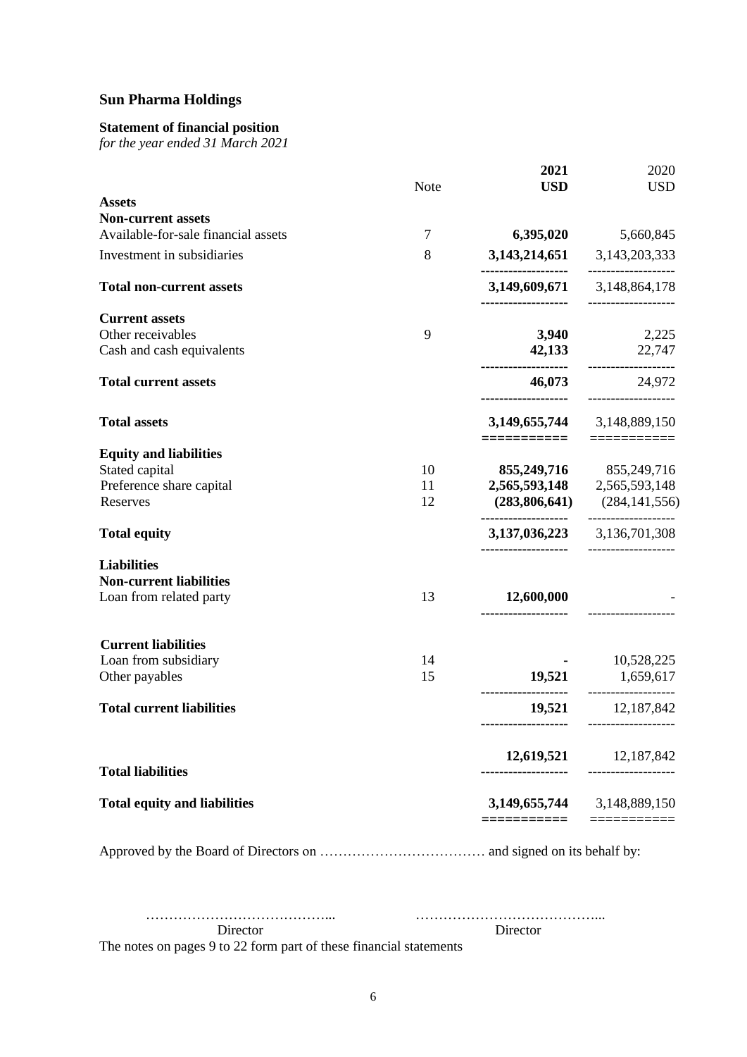# Sun Pharma Holdings

**Statement of financial position**
*for the year ended 31 March 2021*

| | Note | **2021 USD** | 2020 USD |
|---|---|---|---|
| **Assets** | | | |
| **Non-current assets** | | | |
| Available-for-sale financial assets | 7 | **6,395,020** | 5,660,845 |
| Investment in subsidiaries | 8 | **3,143,214,651** | 3,143,203,333 |
| **Total non-current assets** | | **3,149,609,671** | 3,148,864,178 |
| **Current assets** | | | |
| Other receivables | 9 | **3,940** | 2,225 |
| Cash and cash equivalents | | **42,133** | 22,747 |
| **Total current assets** | | **46,073** | 24,972 |
| **Total assets** | | **3,149,655,744** | 3,148,889,150 |
| **Equity and liabilities** | | | |
| Stated capital | 10 | **855,249,716** | 855,249,716 |
| Preference share capital | 11 | **2,565,593,148** | 2,565,593,148 |
| Reserves | 12 | **(283,806,641)** | (284,141,556) |
| **Total equity** | | **3,137,036,223** | 3,136,701,308 |
| **Liabilities** | | | |
| **Non-current liabilities** | | | |
| Loan from related party | 13 | **12,600,000** | - |
| **Current liabilities** | | | |
| Loan from subsidiary | 14 | **-** | 10,528,225 |
| Other payables | 15 | **19,521** | 1,659,617 |
| **Total current liabilities** | | **19,521** | 12,187,842 |
| **Total liabilities** | | **12,619,521** | 12,187,842 |
| **Total equity and liabilities** | | **3,149,655,744** | 3,148,889,150 |

Approved by the Board of Directors on ……………………………… and signed on its behalf by:

………………………………….. ………………………………….

Director Director

The notes on pages 9 to 22 form part of these financial statements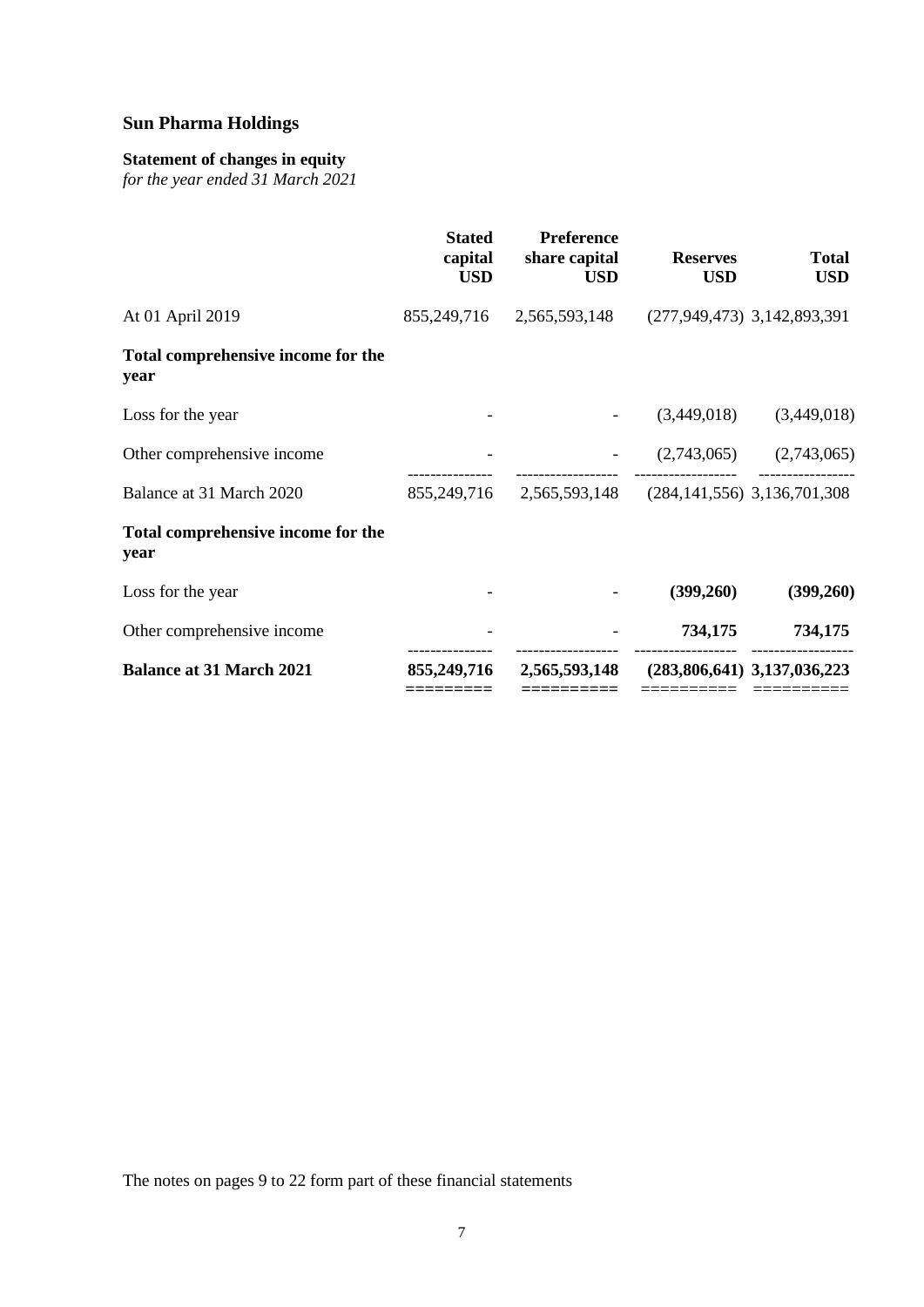## Sun Pharma Holdings

### Statement of changes in equity
*for the year ended 31 March 2021*

| | Stated capital USD | Preference share capital USD | Reserves USD | Total USD |
|---|---|---|---|---|
| At 01 April 2019 | 855,249,716 | 2,565,593,148 | (277,949,473) | 3,142,893,391 |
| **Total comprehensive income for the year** | | | | |
| Loss for the year | - | - | (3,449,018) | (3,449,018) |
| Other comprehensive income | - | - | (2,743,065) | (2,743,065) |
| Balance at 31 March 2020 | 855,249,716 | 2,565,593,148 | (284,141,556) | 3,136,701,308 |
| **Total comprehensive income for the year** | | | | |
| Loss for the year | - | - | **(399,260)** | **(399,260)** |
| Other comprehensive income | - | - | **734,175** | **734,175** |
| **Balance at 31 March 2021** | **855,249,716** | **2,565,593,148** | **(283,806,641)** | **3,137,036,223** |

The notes on pages 9 to 22 form part of these financial statements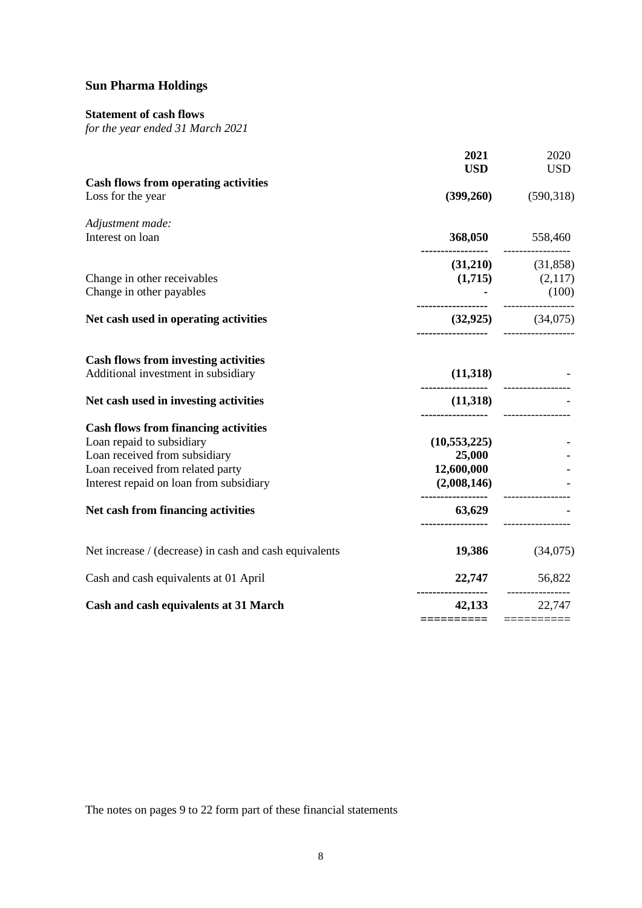# Sun Pharma Holdings

**Statement of cash flows**
*for the year ended 31 March 2021*

| | **2021 USD** | 2020 USD |
|---|---|---|
| **Cash flows from operating activities** | | |
| Loss for the year | **(399,260)** | (590,318) |
| *Adjustment made:* | | |
| Interest on loan | **368,050** | 558,460 |
| | **(31,210)** | (31,858) |
| Change in other receivables | **(1,715)** | (2,117) |
| Change in other payables | **-** | (100) |
| **Net cash used in operating activities** | **(32,925)** | (34,075) |
| **Cash flows from investing activities** | | |
| Additional investment in subsidiary | **(11,318)** | - |
| **Net cash used in investing activities** | **(11,318)** | - |
| **Cash flows from financing activities** | | |
| Loan repaid to subsidiary | **(10,553,225)** | - |
| Loan received from subsidiary | **25,000** | - |
| Loan received from related party | **12,600,000** | - |
| Interest repaid on loan from subsidiary | **(2,008,146)** | - |
| **Net cash from financing activities** | **63,629** | - |
| Net increase / (decrease) in cash and cash equivalents | **19,386** | (34,075) |
| Cash and cash equivalents at 01 April | **22,747** | 56,822 |
| **Cash and cash equivalents at 31 March** | **42,133** | 22,747 |

The notes on pages 9 to 22 form part of these financial statements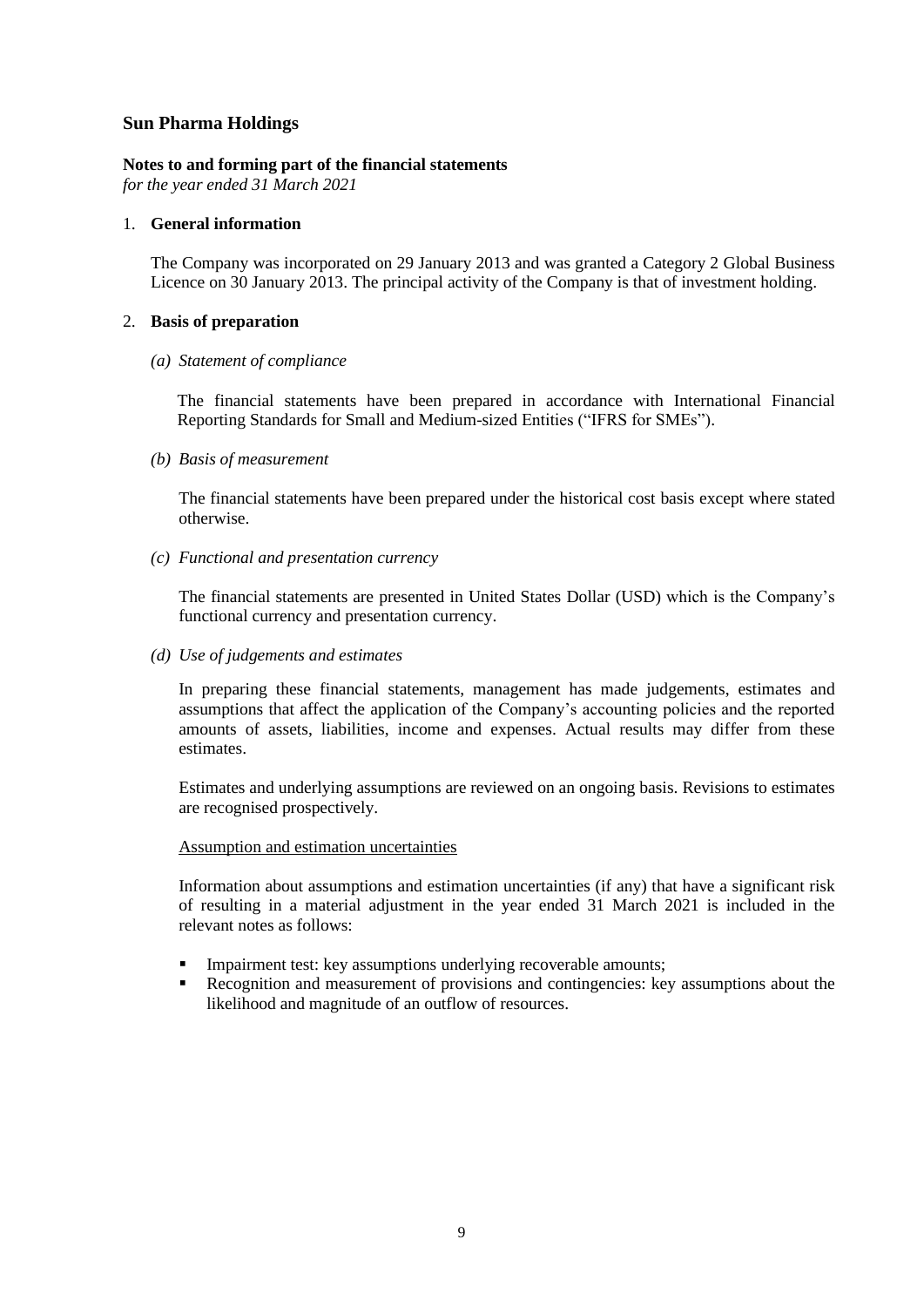# Sun Pharma Holdings

**Notes to and forming part of the financial statements**
*for the year ended 31 March 2021*

1. **General information**

   The Company was incorporated on 29 January 2013 and was granted a Category 2 Global Business Licence on 30 January 2013. The principal activity of the Company is that of investment holding.

2. **Basis of preparation**

   *(a) Statement of compliance*

   The financial statements have been prepared in accordance with International Financial Reporting Standards for Small and Medium-sized Entities ("IFRS for SMEs").

   *(b) Basis of measurement*

   The financial statements have been prepared under the historical cost basis except where stated otherwise.

   *(c) Functional and presentation currency*

   The financial statements are presented in United States Dollar (USD) which is the Company's functional currency and presentation currency.

   *(d) Use of judgements and estimates*

   In preparing these financial statements, management has made judgements, estimates and assumptions that affect the application of the Company's accounting policies and the reported amounts of assets, liabilities, income and expenses. Actual results may differ from these estimates.

   Estimates and underlying assumptions are reviewed on an ongoing basis. Revisions to estimates are recognised prospectively.

   <u>Assumption and estimation uncertainties</u>

   Information about assumptions and estimation uncertainties (if any) that have a significant risk of resulting in a material adjustment in the year ended 31 March 2021 is included in the relevant notes as follows:

   - Impairment test: key assumptions underlying recoverable amounts;
   - Recognition and measurement of provisions and contingencies: key assumptions about the likelihood and magnitude of an outflow of resources.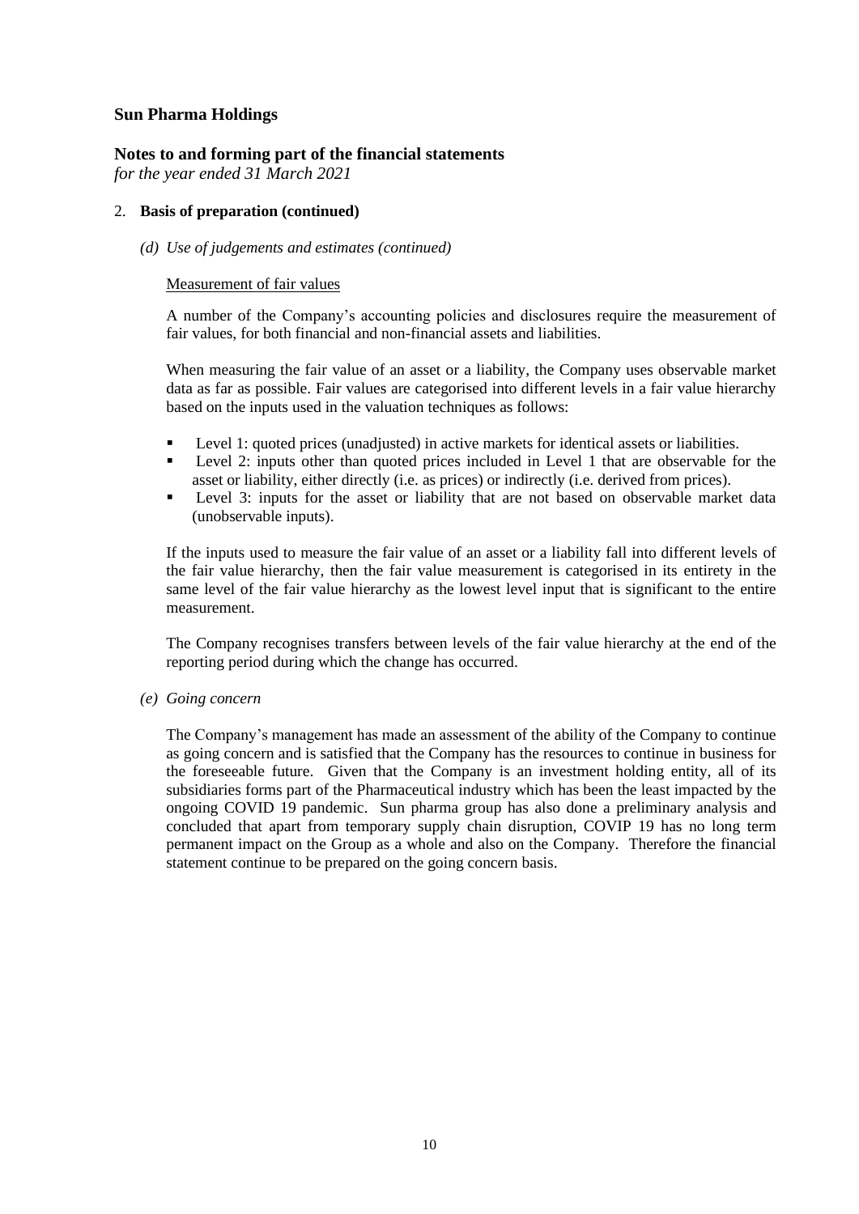# Sun Pharma Holdings

## Notes to and forming part of the financial statements

*for the year ended 31 March 2021*

2. **Basis of preparation (continued)**

*(d) Use of judgements and estimates (continued)*

Measurement of fair values

A number of the Company's accounting policies and disclosures require the measurement of fair values, for both financial and non-financial assets and liabilities.

When measuring the fair value of an asset or a liability, the Company uses observable market data as far as possible. Fair values are categorised into different levels in a fair value hierarchy based on the inputs used in the valuation techniques as follows:

- Level 1: quoted prices (unadjusted) in active markets for identical assets or liabilities.
- Level 2: inputs other than quoted prices included in Level 1 that are observable for the asset or liability, either directly (i.e. as prices) or indirectly (i.e. derived from prices).
- Level 3: inputs for the asset or liability that are not based on observable market data (unobservable inputs).

If the inputs used to measure the fair value of an asset or a liability fall into different levels of the fair value hierarchy, then the fair value measurement is categorised in its entirety in the same level of the fair value hierarchy as the lowest level input that is significant to the entire measurement.

The Company recognises transfers between levels of the fair value hierarchy at the end of the reporting period during which the change has occurred.

*(e) Going concern*

The Company's management has made an assessment of the ability of the Company to continue as going concern and is satisfied that the Company has the resources to continue in business for the foreseeable future. Given that the Company is an investment holding entity, all of its subsidiaries forms part of the Pharmaceutical industry which has been the least impacted by the ongoing COVID 19 pandemic. Sun pharma group has also done a preliminary analysis and concluded that apart from temporary supply chain disruption, COVIP 19 has no long term permanent impact on the Group as a whole and also on the Company. Therefore the financial statement continue to be prepared on the going concern basis.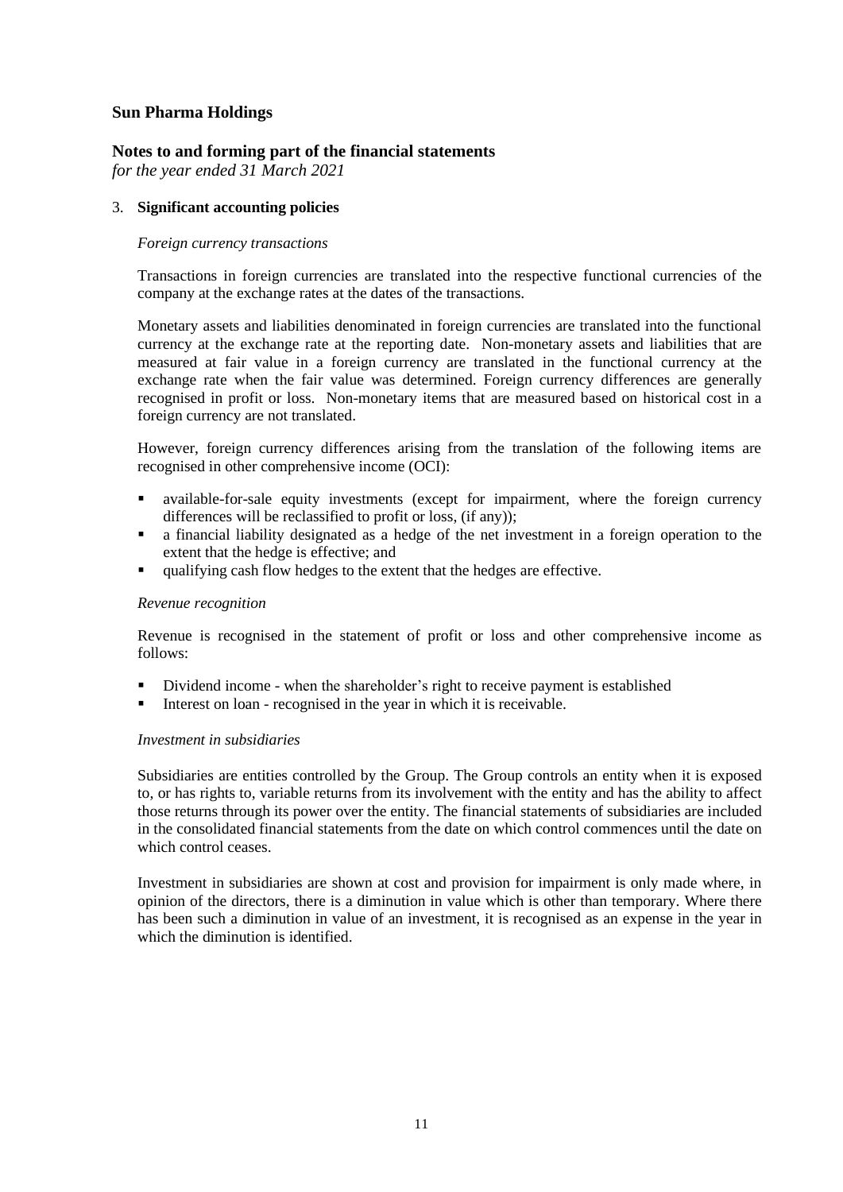# Sun Pharma Holdings

## Notes to and forming part of the financial statements

*for the year ended 31 March 2021*

### 3. Significant accounting policies

*Foreign currency transactions*

Transactions in foreign currencies are translated into the respective functional currencies of the company at the exchange rates at the dates of the transactions.

Monetary assets and liabilities denominated in foreign currencies are translated into the functional currency at the exchange rate at the reporting date. Non-monetary assets and liabilities that are measured at fair value in a foreign currency are translated in the functional currency at the exchange rate when the fair value was determined. Foreign currency differences are generally recognised in profit or loss. Non-monetary items that are measured based on historical cost in a foreign currency are not translated.

However, foreign currency differences arising from the translation of the following items are recognised in other comprehensive income (OCI):

- available-for-sale equity investments (except for impairment, where the foreign currency differences will be reclassified to profit or loss, (if any));
- a financial liability designated as a hedge of the net investment in a foreign operation to the extent that the hedge is effective; and
- qualifying cash flow hedges to the extent that the hedges are effective.

*Revenue recognition*

Revenue is recognised in the statement of profit or loss and other comprehensive income as follows:

- Dividend income - when the shareholder's right to receive payment is established
- Interest on loan - recognised in the year in which it is receivable.

*Investment in subsidiaries*

Subsidiaries are entities controlled by the Group. The Group controls an entity when it is exposed to, or has rights to, variable returns from its involvement with the entity and has the ability to affect those returns through its power over the entity. The financial statements of subsidiaries are included in the consolidated financial statements from the date on which control commences until the date on which control ceases.

Investment in subsidiaries are shown at cost and provision for impairment is only made where, in opinion of the directors, there is a diminution in value which is other than temporary. Where there has been such a diminution in value of an investment, it is recognised as an expense in the year in which the diminution is identified.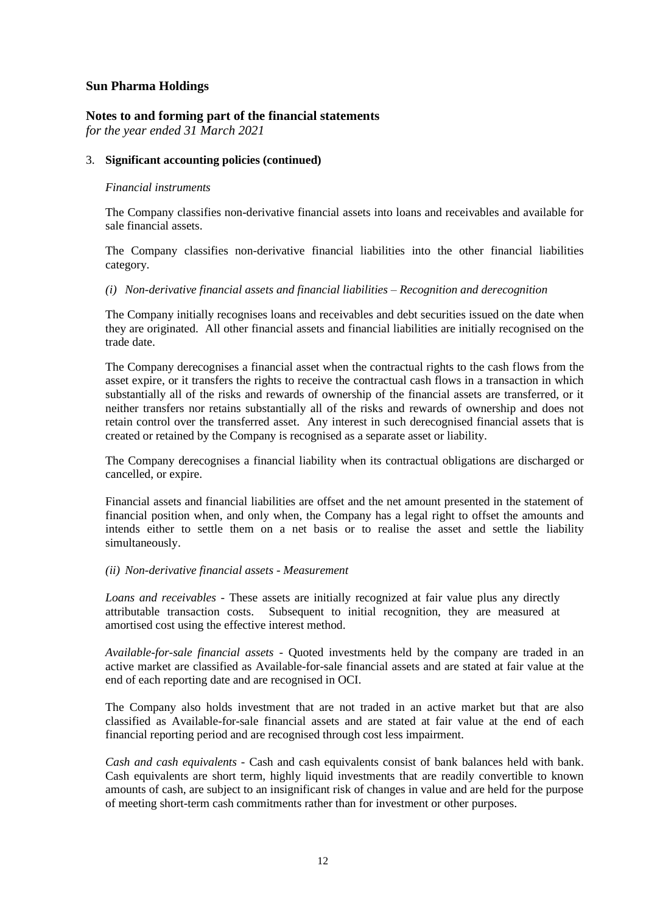# Sun Pharma Holdings

## Notes to and forming part of the financial statements

*for the year ended 31 March 2021*

3. **Significant accounting policies (continued)**

*Financial instruments*

The Company classifies non-derivative financial assets into loans and receivables and available for sale financial assets.

The Company classifies non-derivative financial liabilities into the other financial liabilities category.

*(i) Non-derivative financial assets and financial liabilities – Recognition and derecognition*

The Company initially recognises loans and receivables and debt securities issued on the date when they are originated. All other financial assets and financial liabilities are initially recognised on the trade date.

The Company derecognises a financial asset when the contractual rights to the cash flows from the asset expire, or it transfers the rights to receive the contractual cash flows in a transaction in which substantially all of the risks and rewards of ownership of the financial assets are transferred, or it neither transfers nor retains substantially all of the risks and rewards of ownership and does not retain control over the transferred asset. Any interest in such derecognised financial assets that is created or retained by the Company is recognised as a separate asset or liability.

The Company derecognises a financial liability when its contractual obligations are discharged or cancelled, or expire.

Financial assets and financial liabilities are offset and the net amount presented in the statement of financial position when, and only when, the Company has a legal right to offset the amounts and intends either to settle them on a net basis or to realise the asset and settle the liability simultaneously.

*(ii) Non-derivative financial assets - Measurement*

*Loans and receivables* - These assets are initially recognized at fair value plus any directly attributable transaction costs. Subsequent to initial recognition, they are measured at amortised cost using the effective interest method.

*Available-for-sale financial assets* - Quoted investments held by the company are traded in an active market are classified as Available-for-sale financial assets and are stated at fair value at the end of each reporting date and are recognised in OCI.

The Company also holds investment that are not traded in an active market but that are also classified as Available-for-sale financial assets and are stated at fair value at the end of each financial reporting period and are recognised through cost less impairment.

*Cash and cash equivalents* - Cash and cash equivalents consist of bank balances held with bank. Cash equivalents are short term, highly liquid investments that are readily convertible to known amounts of cash, are subject to an insignificant risk of changes in value and are held for the purpose of meeting short-term cash commitments rather than for investment or other purposes.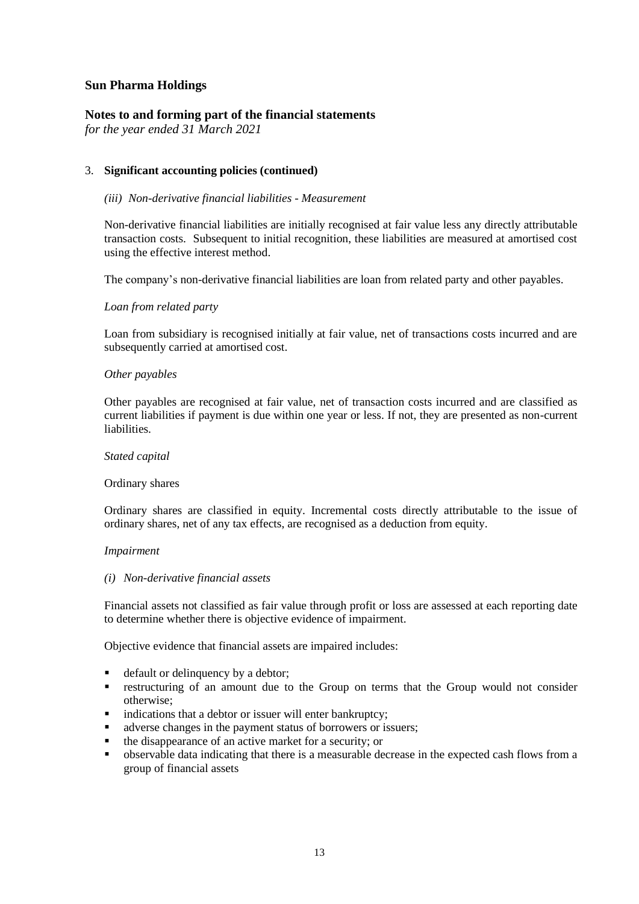# Sun Pharma Holdings

## Notes to and forming part of the financial statements

*for the year ended 31 March 2021*

3. **Significant accounting policies (continued)**

*(iii) Non-derivative financial liabilities - Measurement*

Non-derivative financial liabilities are initially recognised at fair value less any directly attributable transaction costs. Subsequent to initial recognition, these liabilities are measured at amortised cost using the effective interest method.

The company's non-derivative financial liabilities are loan from related party and other payables.

*Loan from related party*

Loan from subsidiary is recognised initially at fair value, net of transactions costs incurred and are subsequently carried at amortised cost.

*Other payables*

Other payables are recognised at fair value, net of transaction costs incurred and are classified as current liabilities if payment is due within one year or less. If not, they are presented as non-current liabilities.

*Stated capital*

Ordinary shares

Ordinary shares are classified in equity. Incremental costs directly attributable to the issue of ordinary shares, net of any tax effects, are recognised as a deduction from equity.

*Impairment*

*(i) Non-derivative financial assets*

Financial assets not classified as fair value through profit or loss are assessed at each reporting date to determine whether there is objective evidence of impairment.

Objective evidence that financial assets are impaired includes:

- default or delinquency by a debtor;
- restructuring of an amount due to the Group on terms that the Group would not consider otherwise;
- indications that a debtor or issuer will enter bankruptcy;
- adverse changes in the payment status of borrowers or issuers;
- the disappearance of an active market for a security; or
- observable data indicating that there is a measurable decrease in the expected cash flows from a group of financial assets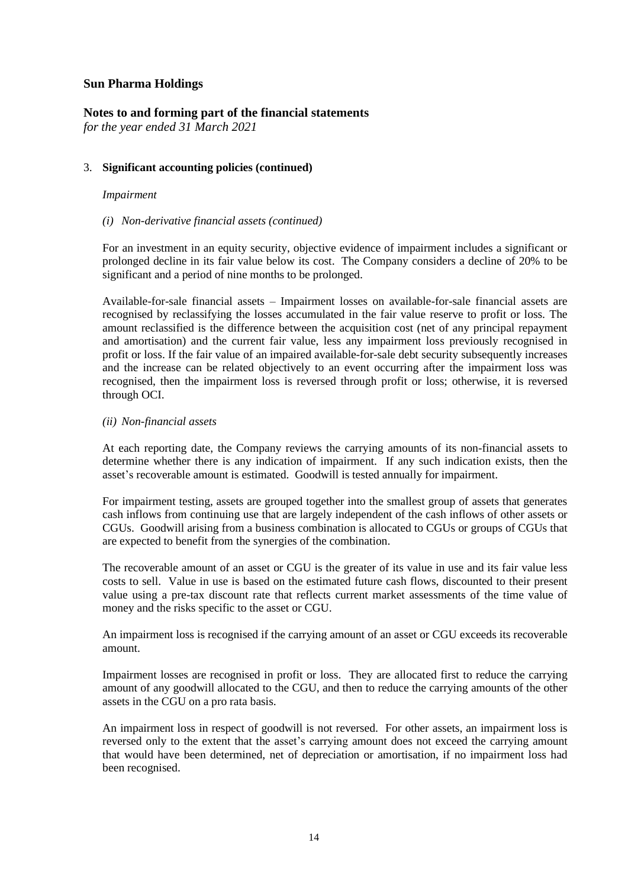**Sun Pharma Holdings**

**Notes to and forming part of the financial statements**
*for the year ended 31 March 2021*

3. **Significant accounting policies (continued)**

*Impairment*

*(i) Non-derivative financial assets (continued)*

For an investment in an equity security, objective evidence of impairment includes a significant or prolonged decline in its fair value below its cost. The Company considers a decline of 20% to be significant and a period of nine months to be prolonged.

Available-for-sale financial assets – Impairment losses on available-for-sale financial assets are recognised by reclassifying the losses accumulated in the fair value reserve to profit or loss. The amount reclassified is the difference between the acquisition cost (net of any principal repayment and amortisation) and the current fair value, less any impairment loss previously recognised in profit or loss. If the fair value of an impaired available-for-sale debt security subsequently increases and the increase can be related objectively to an event occurring after the impairment loss was recognised, then the impairment loss is reversed through profit or loss; otherwise, it is reversed through OCI.

*(ii) Non-financial assets*

At each reporting date, the Company reviews the carrying amounts of its non-financial assets to determine whether there is any indication of impairment. If any such indication exists, then the asset's recoverable amount is estimated. Goodwill is tested annually for impairment.

For impairment testing, assets are grouped together into the smallest group of assets that generates cash inflows from continuing use that are largely independent of the cash inflows of other assets or CGUs. Goodwill arising from a business combination is allocated to CGUs or groups of CGUs that are expected to benefit from the synergies of the combination.

The recoverable amount of an asset or CGU is the greater of its value in use and its fair value less costs to sell. Value in use is based on the estimated future cash flows, discounted to their present value using a pre-tax discount rate that reflects current market assessments of the time value of money and the risks specific to the asset or CGU.

An impairment loss is recognised if the carrying amount of an asset or CGU exceeds its recoverable amount.

Impairment losses are recognised in profit or loss. They are allocated first to reduce the carrying amount of any goodwill allocated to the CGU, and then to reduce the carrying amounts of the other assets in the CGU on a pro rata basis.

An impairment loss in respect of goodwill is not reversed. For other assets, an impairment loss is reversed only to the extent that the asset's carrying amount does not exceed the carrying amount that would have been determined, net of depreciation or amortisation, if no impairment loss had been recognised.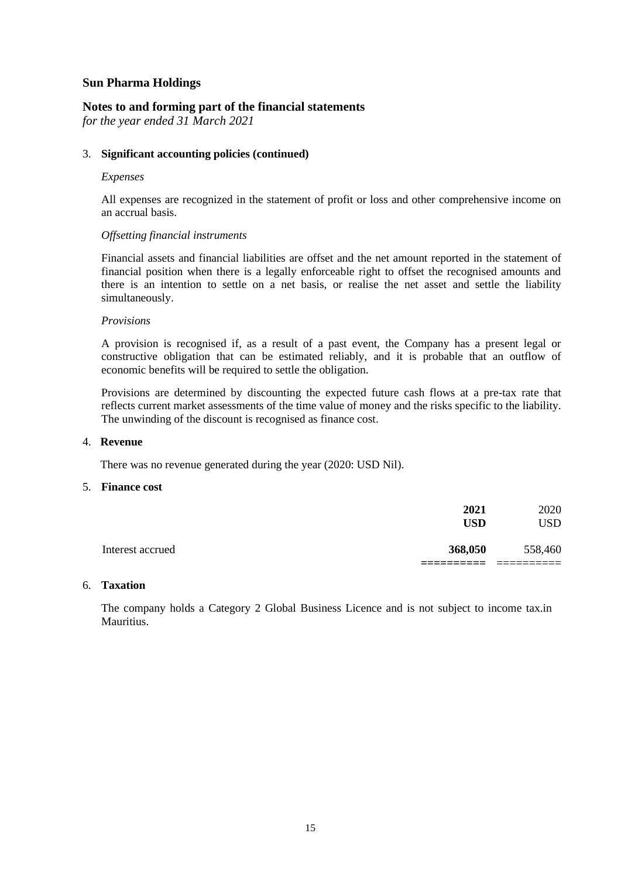# Sun Pharma Holdings

## Notes to and forming part of the financial statements

*for the year ended 31 March 2021*

3. **Significant accounting policies (continued)**

*Expenses*

All expenses are recognized in the statement of profit or loss and other comprehensive income on an accrual basis.

*Offsetting financial instruments*

Financial assets and financial liabilities are offset and the net amount reported in the statement of financial position when there is a legally enforceable right to offset the recognised amounts and there is an intention to settle on a net basis, or realise the net asset and settle the liability simultaneously.

*Provisions*

A provision is recognised if, as a result of a past event, the Company has a present legal or constructive obligation that can be estimated reliably, and it is probable that an outflow of economic benefits will be required to settle the obligation.

Provisions are determined by discounting the expected future cash flows at a pre-tax rate that reflects current market assessments of the time value of money and the risks specific to the liability. The unwinding of the discount is recognised as finance cost.

4. **Revenue**

There was no revenue generated during the year (2020: USD Nil).

5. **Finance cost**

| | **2021 USD** | 2020 USD |
|---|---|---|
| Interest accrued | **368,050** | 558,460 |

6. **Taxation**

The company holds a Category 2 Global Business Licence and is not subject to income tax.in Mauritius.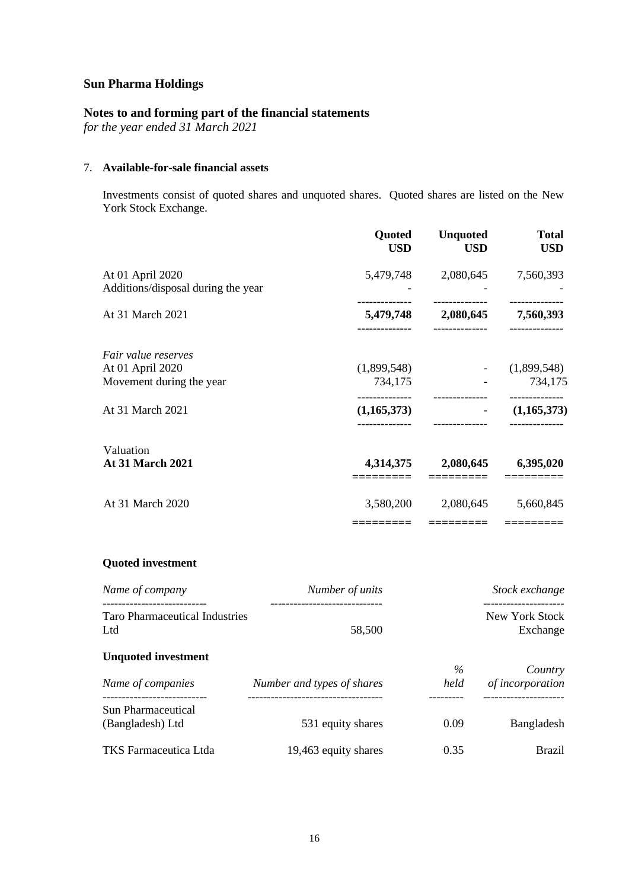# Sun Pharma Holdings

## Notes to and forming part of the financial statements

*for the year ended 31 March 2021*

### 7. Available-for-sale financial assets

Investments consist of quoted shares and unquoted shares. Quoted shares are listed on the New York Stock Exchange.

| | Quoted USD | Unquoted USD | Total USD |
|---|---|---|---|
| At 01 April 2020 | 5,479,748 | 2,080,645 | 7,560,393 |
| Additions/disposal during the year | - | - | - |
| At 31 March 2021 | **5,479,748** | **2,080,645** | **7,560,393** |
| *Fair value reserves* | | | |
| At 01 April 2020 | (1,899,548) | - | (1,899,548) |
| Movement during the year | 734,175 | - | 734,175 |
| At 31 March 2021 | **(1,165,373)** | **-** | **(1,165,373)** |
| Valuation | | | |
| **At 31 March 2021** | **4,314,375** | **2,080,645** | **6,395,020** |
| At 31 March 2020 | 3,580,200 | 2,080,645 | 5,660,845 |

**Quoted investment**

| *Name of company* | *Number of units* | *Stock exchange* |
|---|---|---|
| Taro Pharmaceutical Industries Ltd | 58,500 | New York Stock Exchange |

**Unquoted investment**

| *Name of companies* | *Number and types of shares* | *% held* | *Country of incorporation* |
|---|---|---|---|
| Sun Pharmaceutical (Bangladesh) Ltd | 531 equity shares | 0.09 | Bangladesh |
| TKS Farmaceutica Ltda | 19,463 equity shares | 0.35 | Brazil |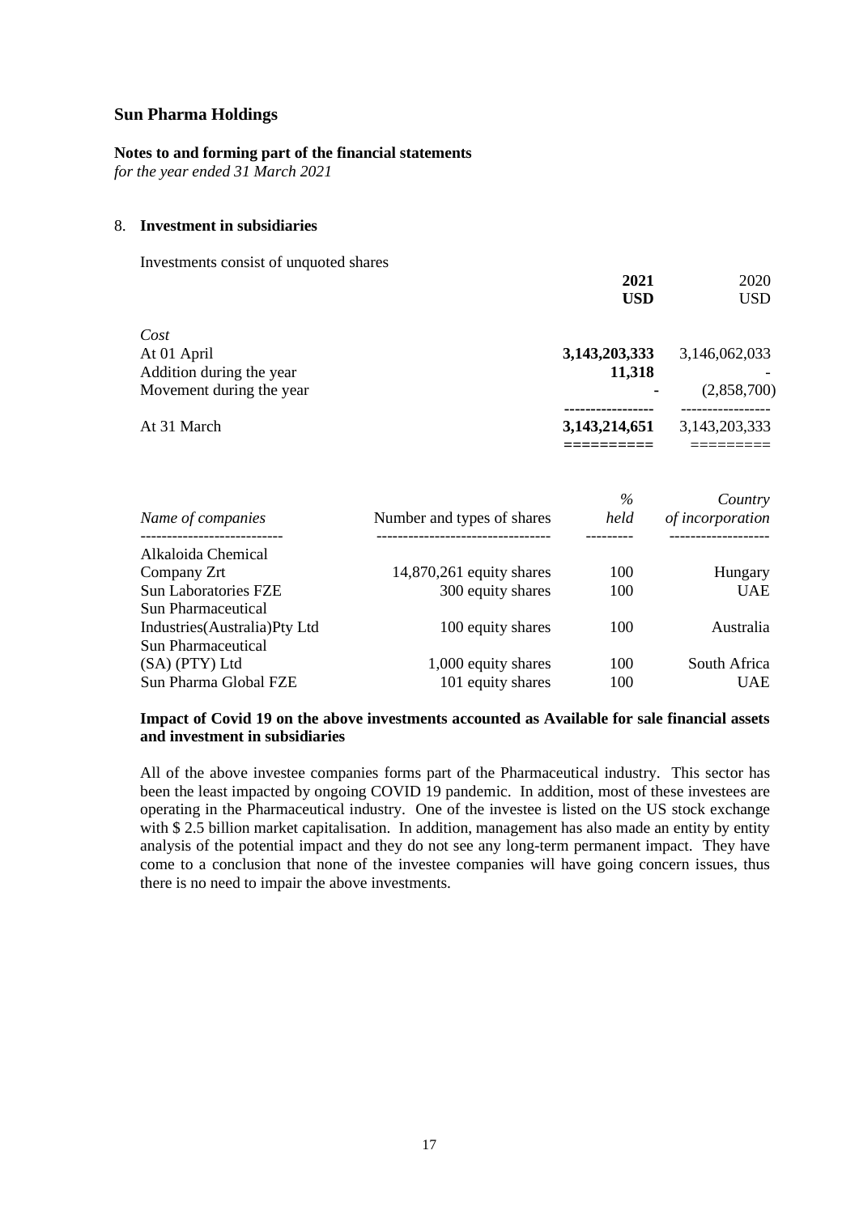## Sun Pharma Holdings

**Notes to and forming part of the financial statements**
*for the year ended 31 March 2021*

### 8. Investment in subsidiaries

Investments consist of unquoted shares

| | **2021** **USD** | 2020 USD |
|---|---|---|
| *Cost* | | |
| At 01 April | **3,143,203,333** | 3,146,062,033 |
| Addition during the year | **11,318** | - |
| Movement during the year | **-** | (2,858,700) |
| At 31 March | **3,143,214,651** | 3,143,203,333 |

| *Name of companies* | Number and types of shares | *% held* | *Country of incorporation* |
|---|---|---|---|
| Alkaloida Chemical Company Zrt | 14,870,261 equity shares | 100 | Hungary |
| Sun Laboratories FZE | 300 equity shares | 100 | UAE |
| Sun Pharmaceutical Industries(Australia)Pty Ltd | 100 equity shares | 100 | Australia |
| Sun Pharmaceutical (SA) (PTY) Ltd | 1,000 equity shares | 100 | South Africa |
| Sun Pharma Global FZE | 101 equity shares | 100 | UAE |

**Impact of Covid 19 on the above investments accounted as Available for sale financial assets and investment in subsidiaries**

All of the above investee companies forms part of the Pharmaceutical industry. This sector has been the least impacted by ongoing COVID 19 pandemic. In addition, most of these investees are operating in the Pharmaceutical industry. One of the investee is listed on the US stock exchange with $ 2.5 billion market capitalisation. In addition, management has also made an entity by entity analysis of the potential impact and they do not see any long-term permanent impact. They have come to a conclusion that none of the investee companies will have going concern issues, thus there is no need to impair the above investments.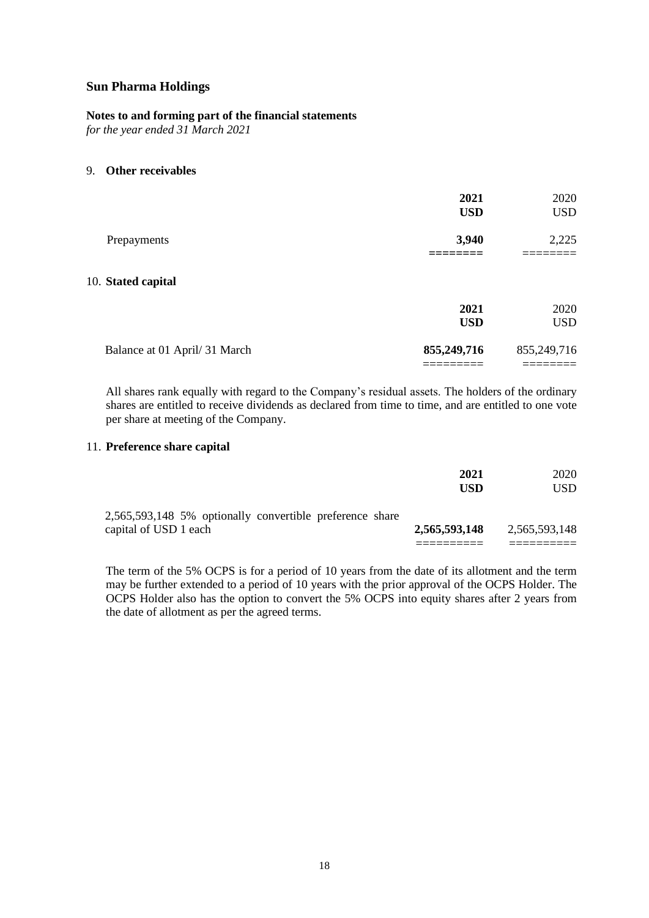## Sun Pharma Holdings

**Notes to and forming part of the financial statements**
*for the year ended 31 March 2021*

### 9. Other receivables

| | 2021 USD | 2020 USD |
|---|---|---|
| Prepayments | **3,940** | 2,225 |

### 10. Stated capital

| | 2021 USD | 2020 USD |
|---|---|---|
| Balance at 01 April/ 31 March | **855,249,716** | 855,249,716 |

All shares rank equally with regard to the Company's residual assets. The holders of the ordinary shares are entitled to receive dividends as declared from time to time, and are entitled to one vote per share at meeting of the Company.

### 11. Preference share capital

| | 2021 USD | 2020 USD |
|---|---|---|
| 2,565,593,148 5% optionally convertible preference share capital of USD 1 each | **2,565,593,148** | 2,565,593,148 |

The term of the 5% OCPS is for a period of 10 years from the date of its allotment and the term may be further extended to a period of 10 years with the prior approval of the OCPS Holder. The OCPS Holder also has the option to convert the 5% OCPS into equity shares after 2 years from the date of allotment as per the agreed terms.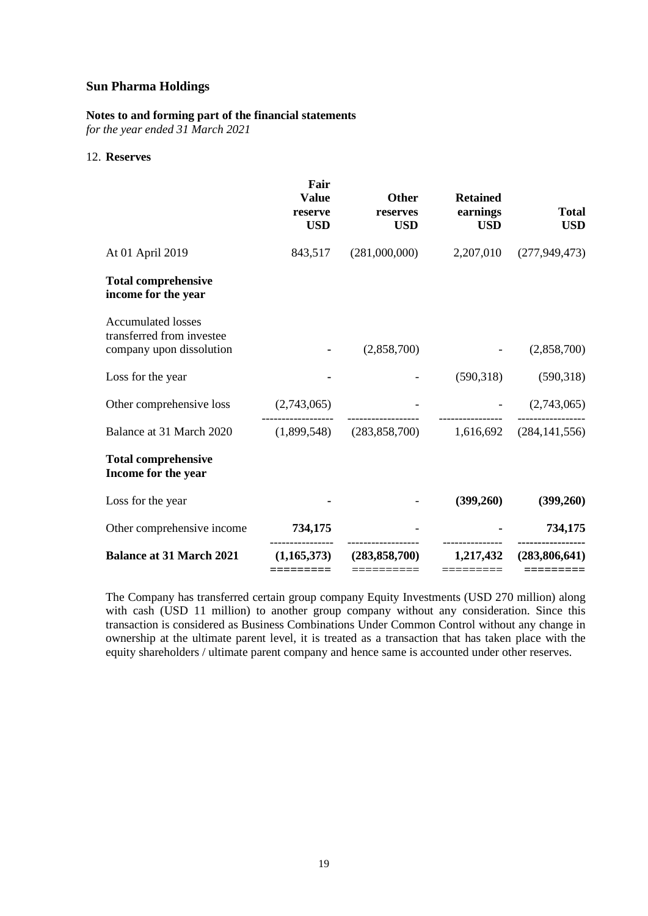## Sun Pharma Holdings

### Notes to and forming part of the financial statements

*for the year ended 31 March 2021*

12. **Reserves**

| | Fair Value reserve USD | Other reserves USD | Retained earnings USD | Total USD |
|---|---|---|---|---|
| At 01 April 2019 | 843,517 | (281,000,000) | 2,207,010 | (277,949,473) |
| **Total comprehensive income for the year** | | | | |
| Accumulated losses transferred from investee company upon dissolution | - | (2,858,700) | - | (2,858,700) |
| Loss for the year | - | - | (590,318) | (590,318) |
| Other comprehensive loss | (2,743,065) | - | - | (2,743,065) |
| Balance at 31 March 2020 | (1,899,548) | (283,858,700) | 1,616,692 | (284,141,556) |
| **Total comprehensive Income for the year** | | | | |
| Loss for the year | - | - | **(399,260)** | **(399,260)** |
| Other comprehensive income | **734,175** | - | - | **734,175** |
| **Balance at 31 March 2021** | **(1,165,373)** | **(283,858,700)** | **1,217,432** | **(283,806,641)** |

The Company has transferred certain group company Equity Investments (USD 270 million) along with cash (USD 11 million) to another group company without any consideration. Since this transaction is considered as Business Combinations Under Common Control without any change in ownership at the ultimate parent level, it is treated as a transaction that has taken place with the equity shareholders / ultimate parent company and hence same is accounted under other reserves.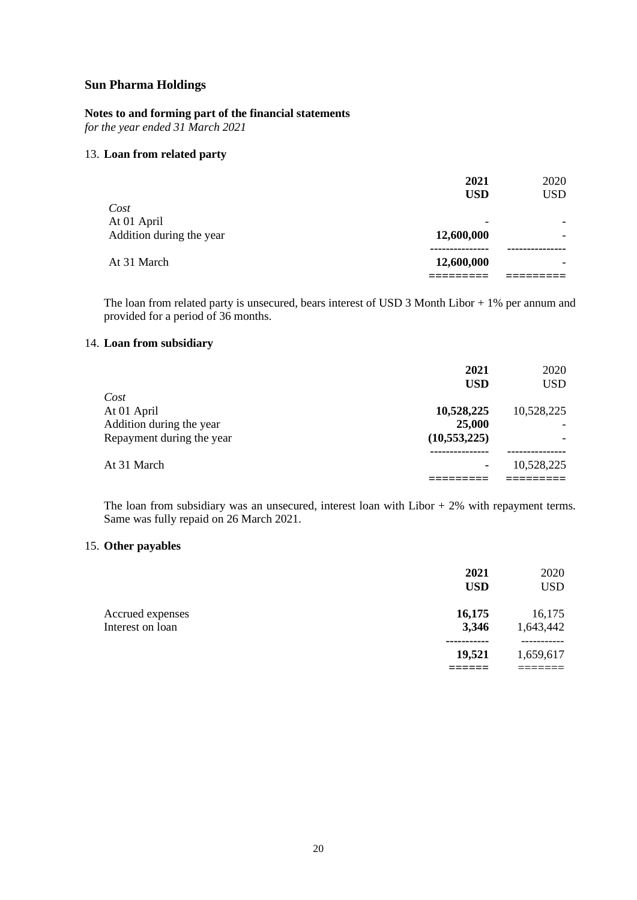## Sun Pharma Holdings

**Notes to and forming part of the financial statements**
*for the year ended 31 March 2021*

### 13. Loan from related party

| | **2021** | 2020 |
|---|---|---|
| | **USD** | USD |
| *Cost* | | |
| At 01 April | - | - |
| Addition during the year | **12,600,000** | - |
| At 31 March | **12,600,000** | - |

The loan from related party is unsecured, bears interest of USD 3 Month Libor + 1% per annum and provided for a period of 36 months.

### 14. Loan from subsidiary

| | **2021** | 2020 |
|---|---|---|
| | **USD** | USD |
| *Cost* | | |
| At 01 April | **10,528,225** | 10,528,225 |
| Addition during the year | **25,000** | - |
| Repayment during the year | **(10,553,225)** | - |
| At 31 March | **-** | 10,528,225 |

The loan from subsidiary was an unsecured, interest loan with Libor + 2% with repayment terms. Same was fully repaid on 26 March 2021.

### 15. Other payables

| | **2021** | 2020 |
|---|---|---|
| | **USD** | USD |
| Accrued expenses | **16,175** | 16,175 |
| Interest on loan | **3,346** | 1,643,442 |
| | **19,521** | 1,659,617 |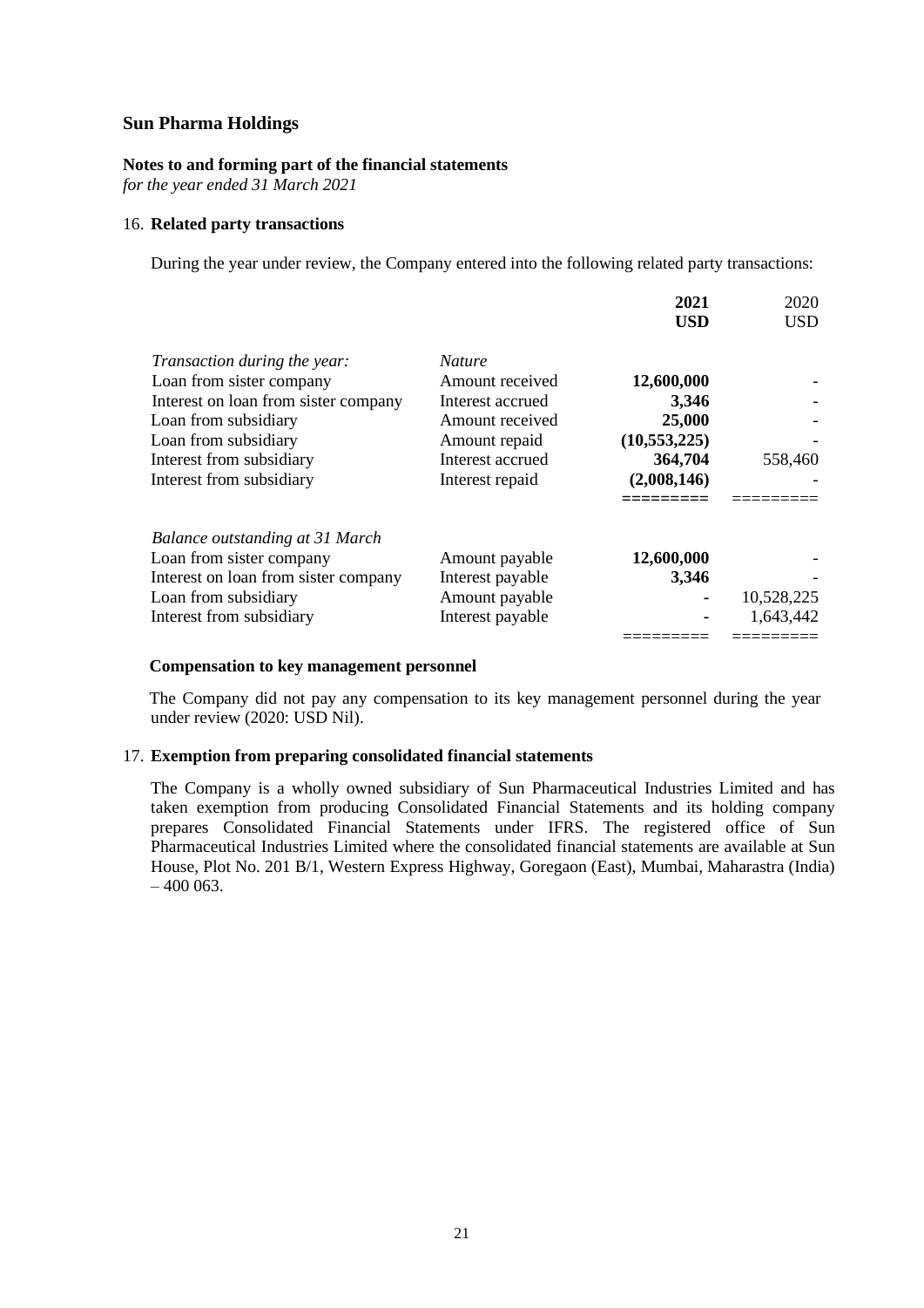# Sun Pharma Holdings

**Notes to and forming part of the financial statements**
*for the year ended 31 March 2021*

16. **Related party transactions**

During the year under review, the Company entered into the following related party transactions:

| | | **2021** **USD** | 2020 USD |
|---|---|---|---|
| *Transaction during the year:* | *Nature* | | |
| Loan from sister company | Amount received | **12,600,000** | - |
| Interest on loan from sister company | Interest accrued | **3,346** | - |
| Loan from subsidiary | Amount received | **25,000** | - |
| Loan from subsidiary | Amount repaid | **(10,553,225)** | - |
| Interest from subsidiary | Interest accrued | **364,704** | 558,460 |
| Interest from subsidiary | Interest repaid | **(2,008,146)** | - |
| *Balance outstanding at 31 March* | | | |
| Loan from sister company | Amount payable | **12,600,000** | - |
| Interest on loan from sister company | Interest payable | **3,346** | - |
| Loan from subsidiary | Amount payable | **-** | 10,528,225 |
| Interest from subsidiary | Interest payable | **-** | 1,643,442 |

**Compensation to key management personnel**

The Company did not pay any compensation to its key management personnel during the year under review (2020: USD Nil).

17. **Exemption from preparing consolidated financial statements**

The Company is a wholly owned subsidiary of Sun Pharmaceutical Industries Limited and has taken exemption from producing Consolidated Financial Statements and its holding company prepares Consolidated Financial Statements under IFRS. The registered office of Sun Pharmaceutical Industries Limited where the consolidated financial statements are available at Sun House, Plot No. 201 B/1, Western Express Highway, Goregaon (East), Mumbai, Maharastra (India) – 400 063.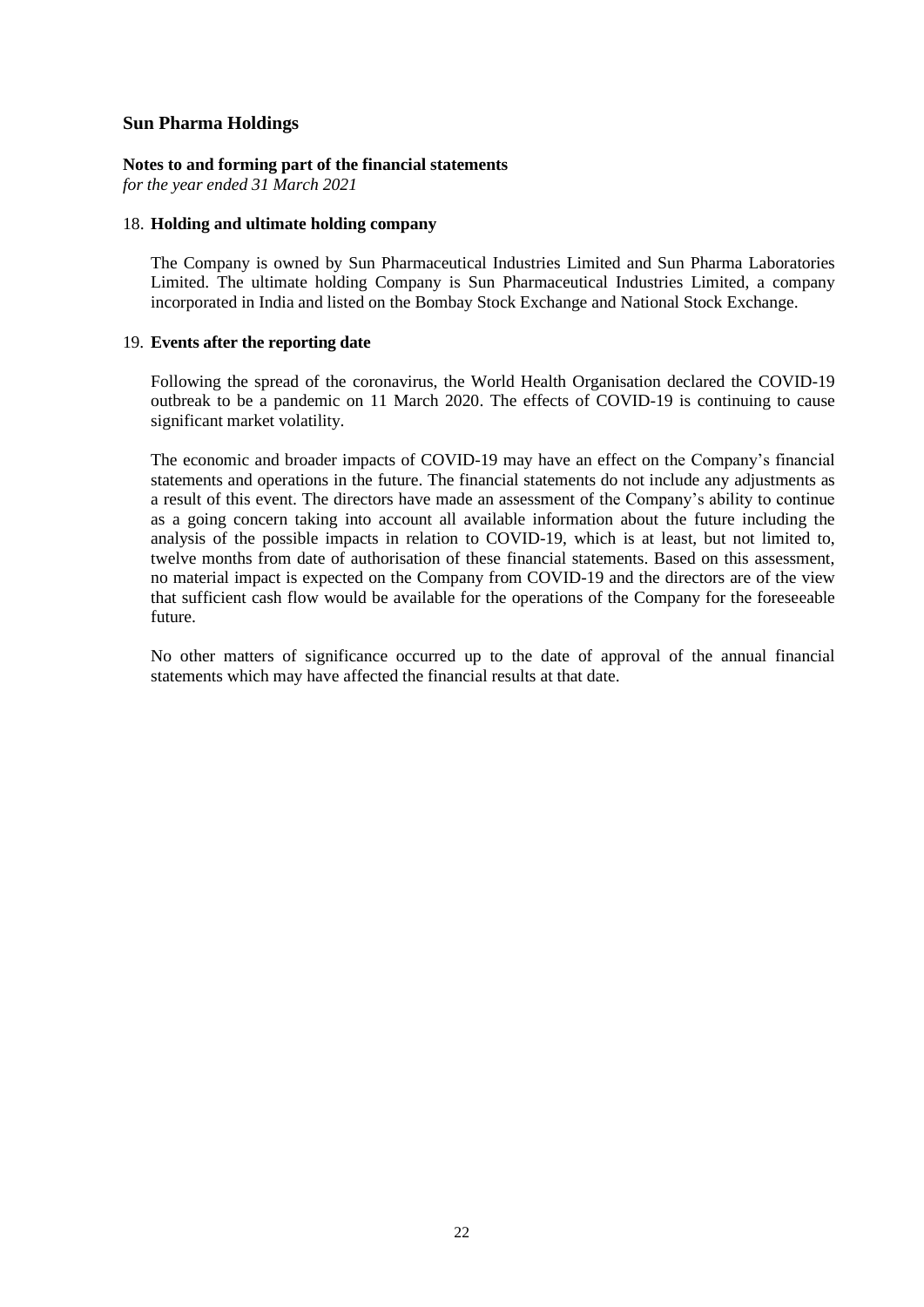# Sun Pharma Holdings

**Notes to and forming part of the financial statements**
*for the year ended 31 March 2021*

## 18. Holding and ultimate holding company

The Company is owned by Sun Pharmaceutical Industries Limited and Sun Pharma Laboratories Limited. The ultimate holding Company is Sun Pharmaceutical Industries Limited, a company incorporated in India and listed on the Bombay Stock Exchange and National Stock Exchange.

## 19. Events after the reporting date

Following the spread of the coronavirus, the World Health Organisation declared the COVID-19 outbreak to be a pandemic on 11 March 2020. The effects of COVID-19 is continuing to cause significant market volatility.

The economic and broader impacts of COVID-19 may have an effect on the Company's financial statements and operations in the future. The financial statements do not include any adjustments as a result of this event. The directors have made an assessment of the Company's ability to continue as a going concern taking into account all available information about the future including the analysis of the possible impacts in relation to COVID-19, which is at least, but not limited to, twelve months from date of authorisation of these financial statements. Based on this assessment, no material impact is expected on the Company from COVID-19 and the directors are of the view that sufficient cash flow would be available for the operations of the Company for the foreseeable future.

No other matters of significance occurred up to the date of approval of the annual financial statements which may have affected the financial results at that date.